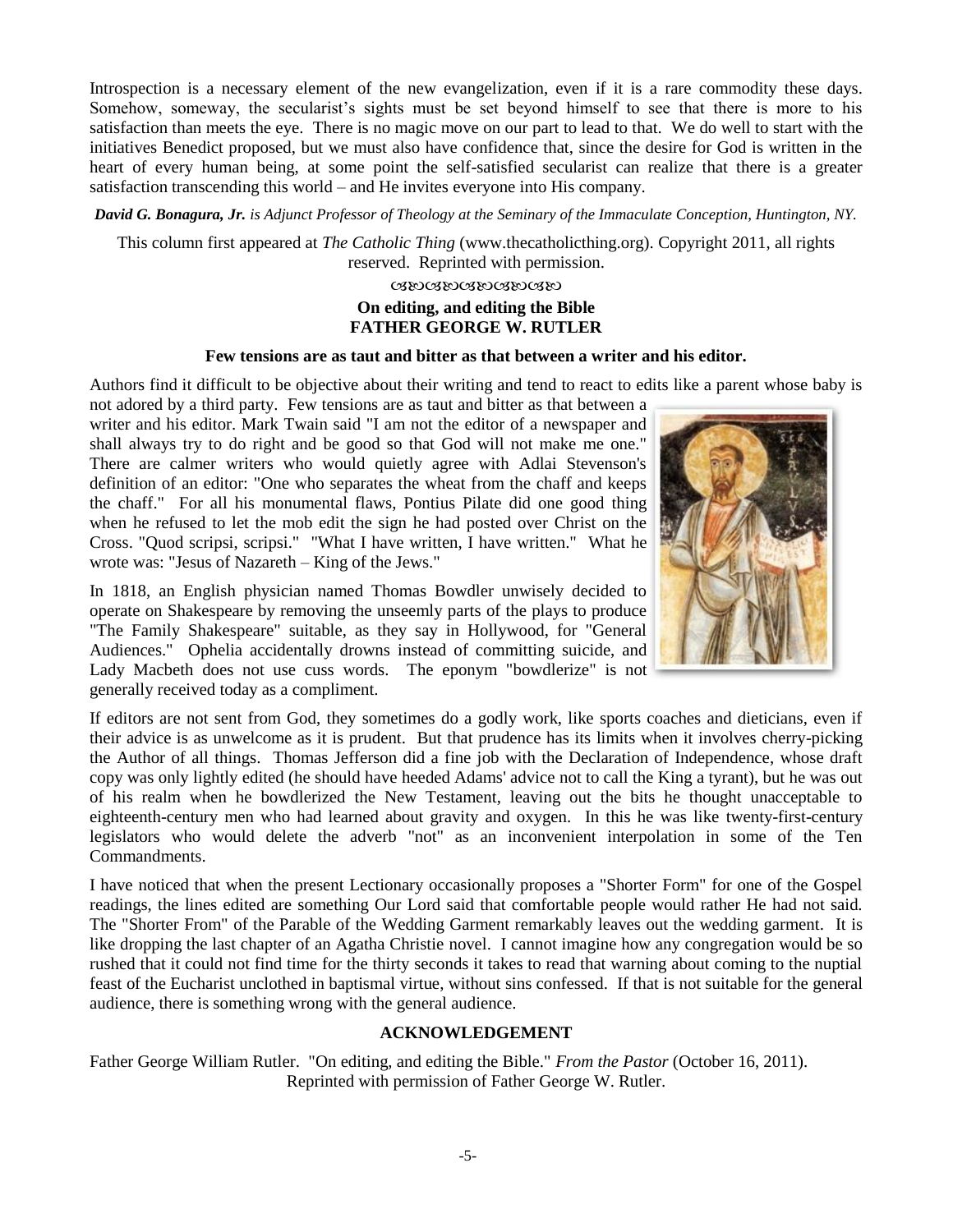Introspection is a necessary element of the new evangelization, even if it is a rare commodity these days. Somehow, someway, the secularist's sights must be set beyond himself to see that there is more to his satisfaction than meets the eye. There is no magic move on our part to lead to that. We do well to start with the initiatives Benedict proposed, but we must also have confidence that, since the desire for God is written in the heart of every human being, at some point the self-satisfied secularist can realize that there is a greater satisfaction transcending this world – and He invites everyone into His company.

***David G. Bonagura, Jr.** is Adjunct Professor of Theology at the Seminary of the Immaculate Conception, Huntington, NY.*

This column first appeared at *The Catholic Thing* (www.thecatholicthing.org). Copyright 2011, all rights reserved. Reprinted with permission.

## On editing, and editing the Bible
## FATHER GEORGE W. RUTLER

**Few tensions are as taut and bitter as that between a writer and his editor.**

Authors find it difficult to be objective about their writing and tend to react to edits like a parent whose baby is not adored by a third party. Few tensions are as taut and bitter as that between a writer and his editor. Mark Twain said "I am not the editor of a newspaper and shall always try to do right and be good so that God will not make me one." There are calmer writers who would quietly agree with Adlai Stevenson's definition of an editor: "One who separates the wheat from the chaff and keeps the chaff." For all his monumental flaws, Pontius Pilate did one good thing when he refused to let the mob edit the sign he had posted over Christ on the Cross. "Quod scripsi, scripsi." "What I have written, I have written." What he wrote was: "Jesus of Nazareth – King of the Jews."

In 1818, an English physician named Thomas Bowdler unwisely decided to operate on Shakespeare by removing the unseemly parts of the plays to produce "The Family Shakespeare" suitable, as they say in Hollywood, for "General Audiences." Ophelia accidentally drowns instead of committing suicide, and Lady Macbeth does not use cuss words. The eponym "bowdlerize" is not generally received today as a compliment.

If editors are not sent from God, they sometimes do a godly work, like sports coaches and dieticians, even if their advice is as unwelcome as it is prudent. But that prudence has its limits when it involves cherry-picking the Author of all things. Thomas Jefferson did a fine job with the Declaration of Independence, whose draft copy was only lightly edited (he should have heeded Adams' advice not to call the King a tyrant), but he was out of his realm when he bowdlerized the New Testament, leaving out the bits he thought unacceptable to eighteenth-century men who had learned about gravity and oxygen. In this he was like twenty-first-century legislators who would delete the adverb "not" as an inconvenient interpolation in some of the Ten Commandments.

I have noticed that when the present Lectionary occasionally proposes a "Shorter Form" for one of the Gospel readings, the lines edited are something Our Lord said that comfortable people would rather He had not said. The "Shorter From" of the Parable of the Wedding Garment remarkably leaves out the wedding garment. It is like dropping the last chapter of an Agatha Christie novel. I cannot imagine how any congregation would be so rushed that it could not find time for the thirty seconds it takes to read that warning about coming to the nuptial feast of the Eucharist unclothed in baptismal virtue, without sins confessed. If that is not suitable for the general audience, there is something wrong with the general audience.

### ACKNOWLEDGEMENT

Father George William Rutler. "On editing, and editing the Bible." *From the Pastor* (October 16, 2011). Reprinted with permission of Father George W. Rutler.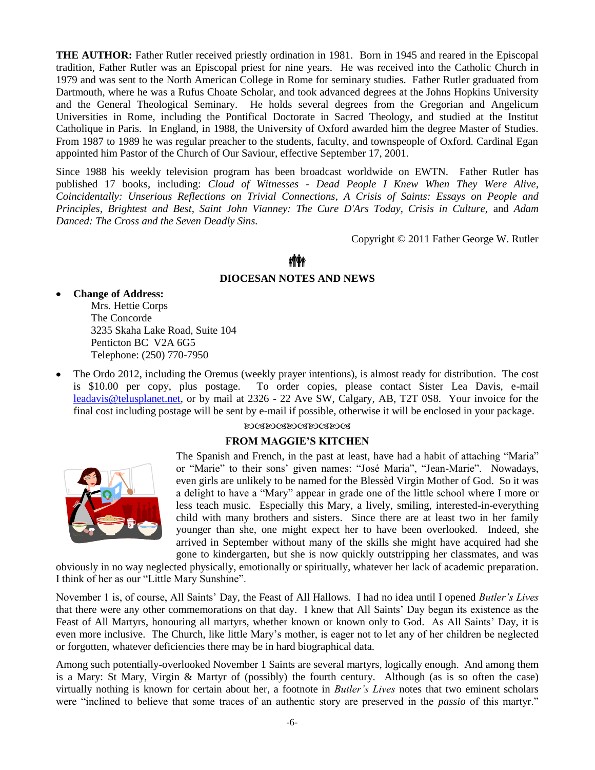**THE AUTHOR:** Father Rutler received priestly ordination in 1981. Born in 1945 and reared in the Episcopal tradition, Father Rutler was an Episcopal priest for nine years. He was received into the Catholic Church in 1979 and was sent to the North American College in Rome for seminary studies. Father Rutler graduated from Dartmouth, where he was a Rufus Choate Scholar, and took advanced degrees at the Johns Hopkins University and the General Theological Seminary. He holds several degrees from the Gregorian and Angelicum Universities in Rome, including the Pontifical Doctorate in Sacred Theology, and studied at the Institut Catholique in Paris. In England, in 1988, the University of Oxford awarded him the degree Master of Studies. From 1987 to 1989 he was regular preacher to the students, faculty, and townspeople of Oxford. Cardinal Egan appointed him Pastor of the Church of Our Saviour, effective September 17, 2001.

Since 1988 his weekly television program has been broadcast worldwide on EWTN. Father Rutler has published 17 books, including: *Cloud of Witnesses - Dead People I Knew When They Were Alive*, *Coincidentally: Unserious Reflections on Trivial Connections*, *A Crisis of Saints: Essays on People and Principles*, *Brightest and Best*, *Saint John Vianney: The Cure D'Ars Today*, *Crisis in Culture*, and *Adam Danced: The Cross and the Seven Deadly Sins.*

Copyright © 2011 Father George W. Rutler

## DIOCESAN NOTES AND NEWS

- **Change of Address:**
  Mrs. Hettie Corps
  The Concorde
  3235 Skaha Lake Road, Suite 104
  Penticton BC V2A 6G5
  Telephone: (250) 770-7950
- The Ordo 2012, including the Oremus (weekly prayer intentions), is almost ready for distribution. The cost is $10.00 per copy, plus postage. To order copies, please contact Sister Lea Davis, e-mail leadavis@telusplanet.net, or by mail at 2326 - 22 Ave SW, Calgary, AB, T2T 0S8. Your invoice for the final cost including postage will be sent by e-mail if possible, otherwise it will be enclosed in your package.

## FROM MAGGIE'S KITCHEN

The Spanish and French, in the past at least, have had a habit of attaching "Maria" or "Marie" to their sons' given names: "José Maria", "Jean-Marie". Nowadays, even girls are unlikely to be named for the Blessèd Virgin Mother of God. So it was a delight to have a "Mary" appear in grade one of the little school where I more or less teach music. Especially this Mary, a lively, smiling, interested-in-everything child with many brothers and sisters. Since there are at least two in her family younger than she, one might expect her to have been overlooked. Indeed, she arrived in September without many of the skills she might have acquired had she gone to kindergarten, but she is now quickly outstripping her classmates, and was obviously in no way neglected physically, emotionally or spiritually, whatever her lack of academic preparation. I think of her as our "Little Mary Sunshine".

November 1 is, of course, All Saints' Day, the Feast of All Hallows. I had no idea until I opened *Butler's Lives* that there were any other commemorations on that day. I knew that All Saints' Day began its existence as the Feast of All Martyrs, honouring all martyrs, whether known or known only to God. As All Saints' Day, it is even more inclusive. The Church, like little Mary's mother, is eager not to let any of her children be neglected or forgotten, whatever deficiencies there may be in hard biographical data.

Among such potentially-overlooked November 1 Saints are several martyrs, logically enough. And among them is a Mary: St Mary, Virgin & Martyr of (possibly) the fourth century. Although (as is so often the case) virtually nothing is known for certain about her, a footnote in *Butler's Lives* notes that two eminent scholars were "inclined to believe that some traces of an authentic story are preserved in the *passio* of this martyr."